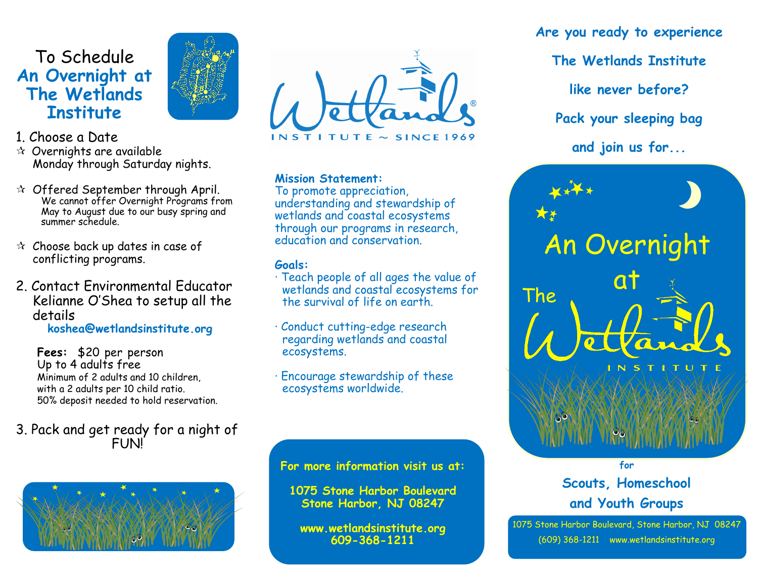# To Schedule An Overnight at The Wetlands Institute

1. Choose a Date
   - ☆ Overnights are available Monday through Saturday nights.
   - ☆ Offered September through April. We cannot offer Overnight Programs from May to August due to our busy spring and summer schedule.
   - ☆ Choose back up dates in case of conflicting programs.

2. Contact Environmental Educator Kelianne O'Shea to setup all the details
   **koshea@wetlandsinstitute.org**

   **Fees:** $20 per person
   Up to 4 adults free
   Minimum of 2 adults and 10 children, with a 2 adults per 10 child ratio.
   50% deposit needed to hold reservation.

3. Pack and get ready for a night of FUN!

Wetlands INSTITUTE ~ SINCE 1969

**Mission Statement:**
To promote appreciation, understanding and stewardship of wetlands and coastal ecosystems through our programs in research, education and conservation.

**Goals:**
- Teach people of all ages the value of wetlands and coastal ecosystems for the survival of life on earth.
- Conduct cutting-edge research regarding wetlands and coastal ecosystems.
- Encourage stewardship of these ecosystems worldwide.

**For more information visit us at:**

**1075 Stone Harbor Boulevard**
**Stone Harbor, NJ 08247**

**www.wetlandsinstitute.org**
**609-368-1211**

**Are you ready to experience The Wetlands Institute like never before?**

**Pack your sleeping bag and join us for...**

# An Overnight at The Wetlands Institute

for

**Scouts, Homeschool and Youth Groups**

1075 Stone Harbor Boulevard, Stone Harbor, NJ 08247
(609) 368-1211 www.wetlandsinstitute.org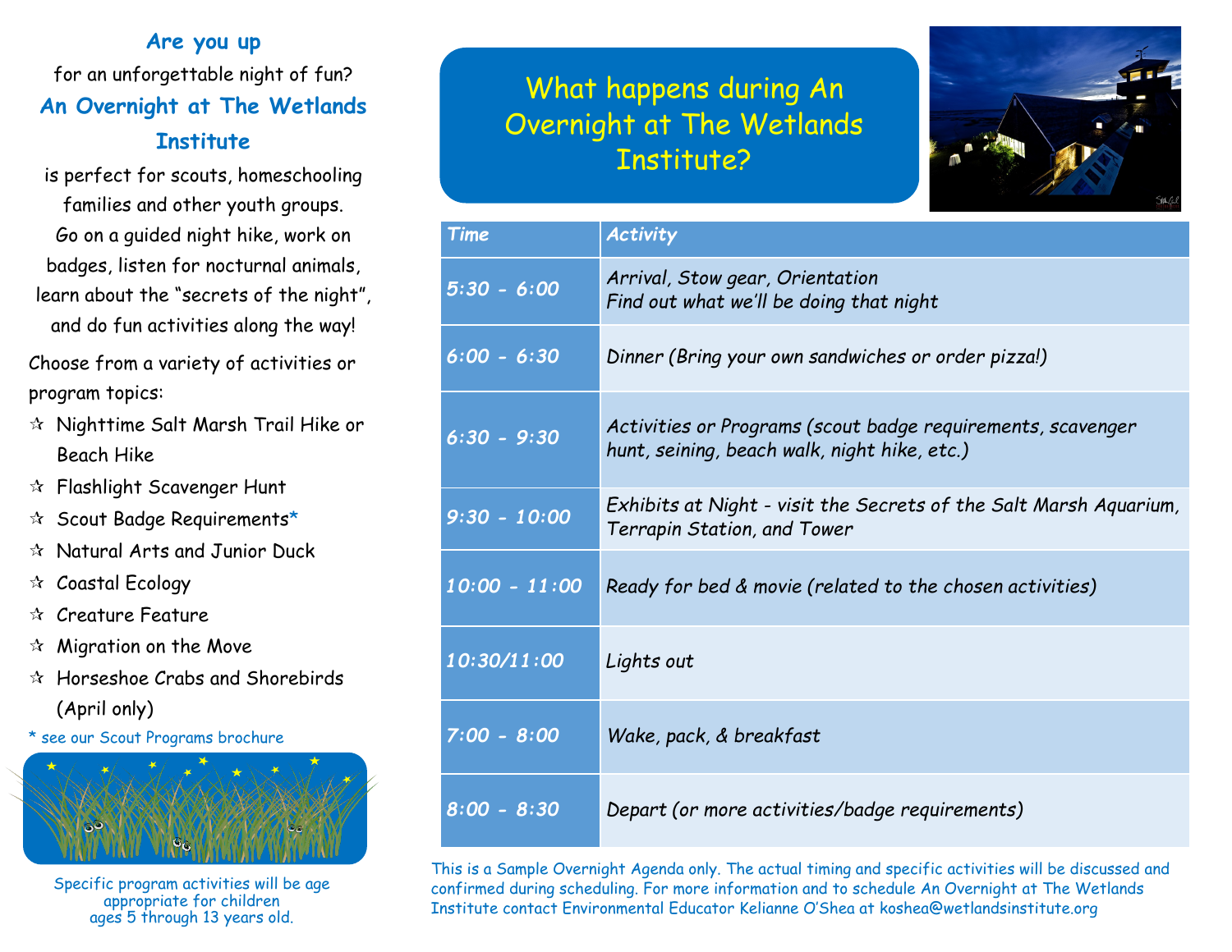**Are you up**

for an unforgettable night of fun?

**An Overnight at The Wetlands Institute**

is perfect for scouts, homeschooling families and other youth groups. Go on a guided night hike, work on badges, listen for nocturnal animals, learn about the "secrets of the night", and do fun activities along the way!

Choose from a variety of activities or program topics:

- ☆ Nighttime Salt Marsh Trail Hike or Beach Hike
- ☆ Flashlight Scavenger Hunt
- ☆ Scout Badge Requirements*
- ☆ Natural Arts and Junior Duck
- ☆ Coastal Ecology
- ☆ Creature Feature
- ☆ Migration on the Move
- ☆ Horseshoe Crabs and Shorebirds (April only)

\* see our Scout Programs brochure

Specific program activities will be age appropriate for children ages 5 through 13 years old.

## What happens during An Overnight at The Wetlands Institute?

| *Time* | *Activity* |
|---|---|
| *5:30 - 6:00* | *Arrival, Stow gear, Orientation*<br>*Find out what we'll be doing that night* |
| *6:00 - 6:30* | *Dinner (Bring your own sandwiches or order pizza!)* |
| *6:30 - 9:30* | *Activities or Programs (scout badge requirements, scavenger hunt, seining, beach walk, night hike, etc.)* |
| *9:30 - 10:00* | *Exhibits at Night - visit the Secrets of the Salt Marsh Aquarium, Terrapin Station, and Tower* |
| *10:00 - 11:00* | *Ready for bed & movie (related to the chosen activities)* |
| *10:30/11:00* | *Lights out* |
| *7:00 - 8:00* | *Wake, pack, & breakfast* |
| *8:00 - 8:30* | *Depart (or more activities/badge requirements)* |

This is a Sample Overnight Agenda only. The actual timing and specific activities will be discussed and confirmed during scheduling. For more information and to schedule An Overnight at The Wetlands Institute contact Environmental Educator Kelianne O'Shea at koshea@wetlandsinstitute.org